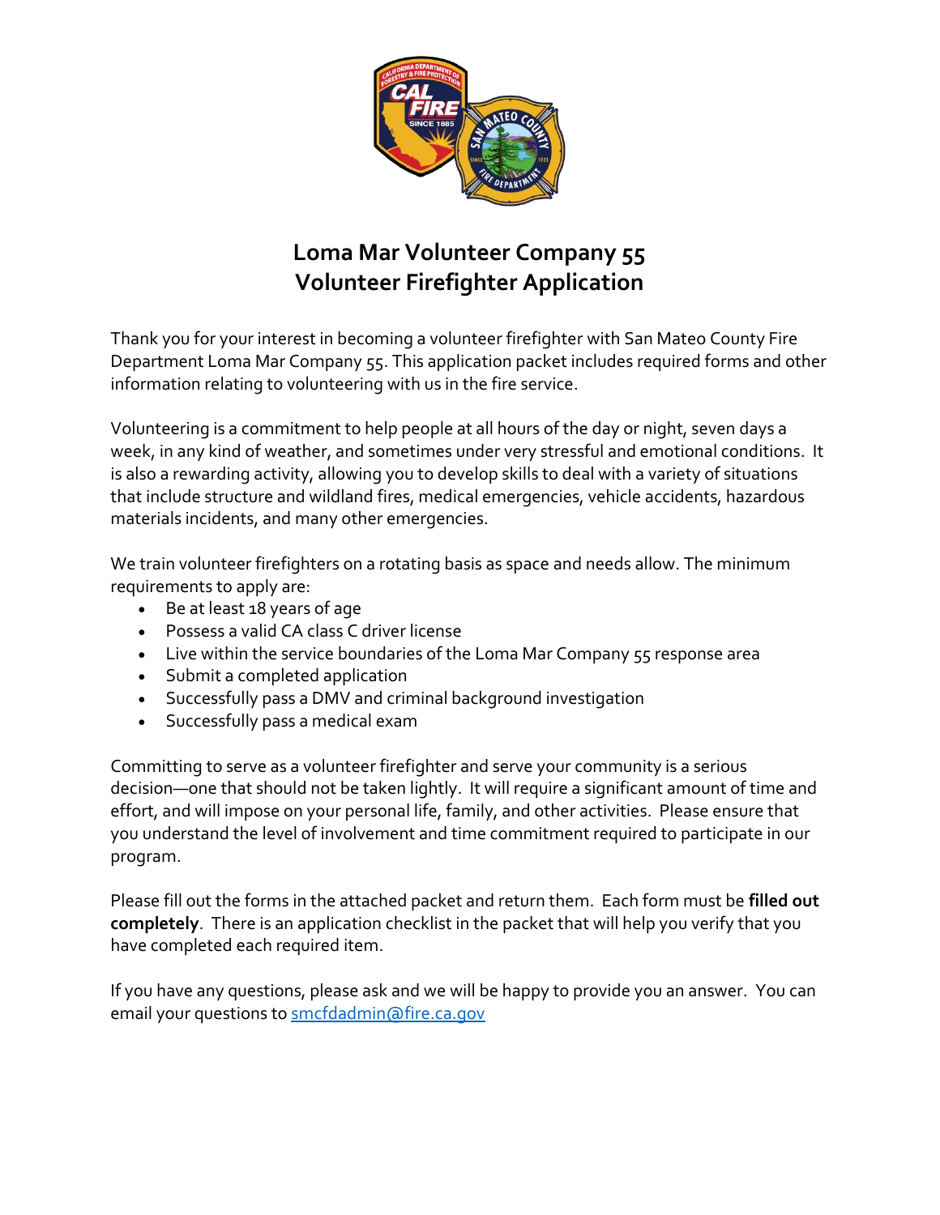# Loma Mar Volunteer Company 55
# Volunteer Firefighter Application

Thank you for your interest in becoming a volunteer firefighter with San Mateo County Fire Department Loma Mar Company 55. This application packet includes required forms and other information relating to volunteering with us in the fire service.

Volunteering is a commitment to help people at all hours of the day or night, seven days a week, in any kind of weather, and sometimes under very stressful and emotional conditions. It is also a rewarding activity, allowing you to develop skills to deal with a variety of situations that include structure and wildland fires, medical emergencies, vehicle accidents, hazardous materials incidents, and many other emergencies.

We train volunteer firefighters on a rotating basis as space and needs allow. The minimum requirements to apply are:

- Be at least 18 years of age
- Possess a valid CA class C driver license
- Live within the service boundaries of the Loma Mar Company 55 response area
- Submit a completed application
- Successfully pass a DMV and criminal background investigation
- Successfully pass a medical exam

Committing to serve as a volunteer firefighter and serve your community is a serious decision—one that should not be taken lightly. It will require a significant amount of time and effort, and will impose on your personal life, family, and other activities. Please ensure that you understand the level of involvement and time commitment required to participate in our program.

Please fill out the forms in the attached packet and return them. Each form must be **filled out completely**. There is an application checklist in the packet that will help you verify that you have completed each required item.

If you have any questions, please ask and we will be happy to provide you an answer. You can email your questions to smcfdadmin@fire.ca.gov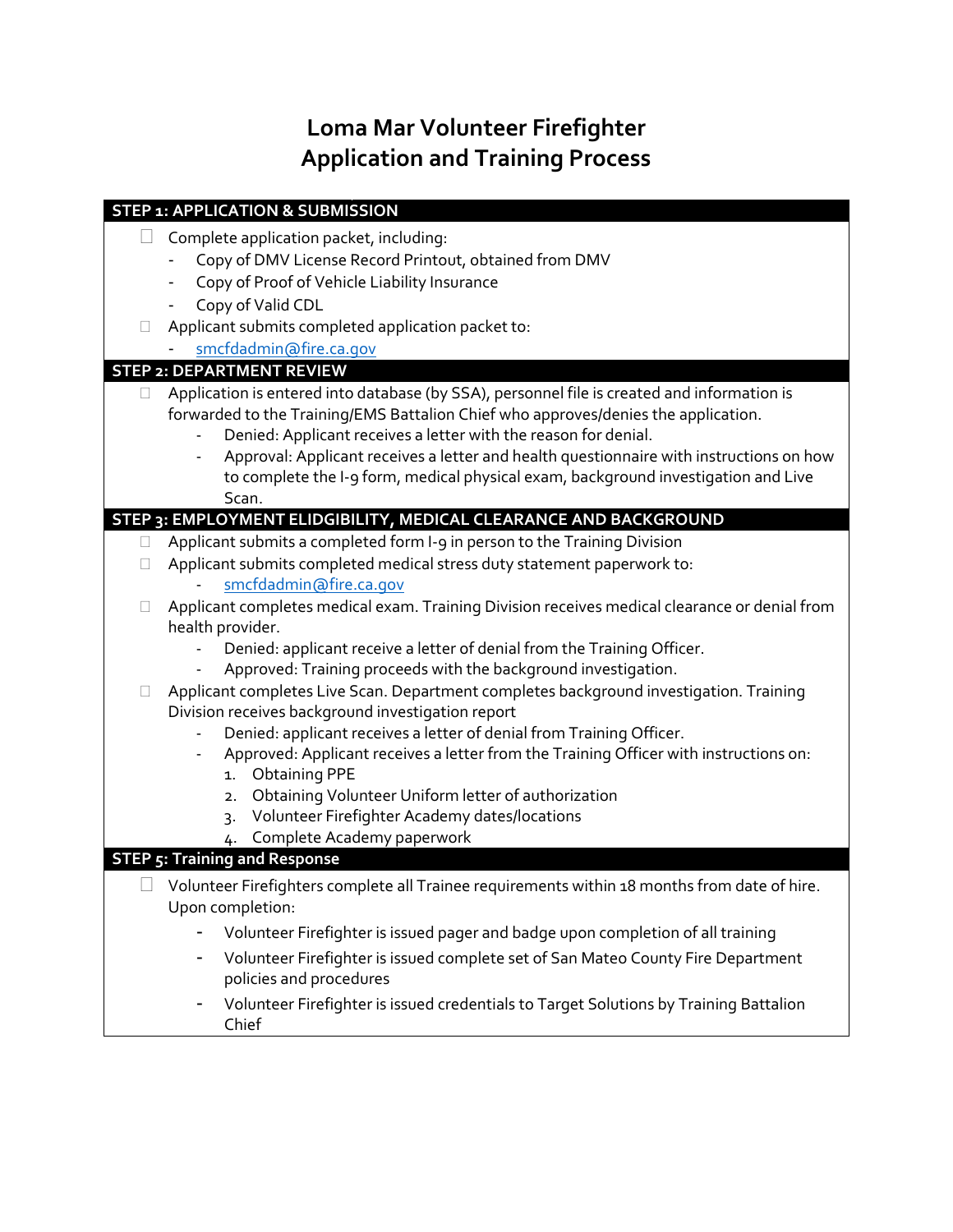# Loma Mar Volunteer Firefighter Application and Training Process

## STEP 1: APPLICATION & SUBMISSION

- ☐ Complete application packet, including:
  - Copy of DMV License Record Printout, obtained from DMV
  - Copy of Proof of Vehicle Liability Insurance
  - Copy of Valid CDL
- ☐ Applicant submits completed application packet to:
  - smcfdadmin@fire.ca.gov

## STEP 2: DEPARTMENT REVIEW

- ☐ Application is entered into database (by SSA), personnel file is created and information is forwarded to the Training/EMS Battalion Chief who approves/denies the application.
  - Denied: Applicant receives a letter with the reason for denial.
  - Approval: Applicant receives a letter and health questionnaire with instructions on how to complete the I-9 form, medical physical exam, background investigation and Live Scan.

## STEP 3: EMPLOYMENT ELIDGIBILITY, MEDICAL CLEARANCE AND BACKGROUND

- ☐ Applicant submits a completed form I-9 in person to the Training Division
- ☐ Applicant submits completed medical stress duty statement paperwork to:
  - smcfdadmin@fire.ca.gov
- ☐ Applicant completes medical exam. Training Division receives medical clearance or denial from health provider.
  - Denied: applicant receive a letter of denial from the Training Officer.
  - Approved: Training proceeds with the background investigation.
- ☐ Applicant completes Live Scan. Department completes background investigation. Training Division receives background investigation report
  - Denied: applicant receives a letter of denial from Training Officer.
  - Approved: Applicant receives a letter from the Training Officer with instructions on:
    1. Obtaining PPE
    2. Obtaining Volunteer Uniform letter of authorization
    3. Volunteer Firefighter Academy dates/locations
    4. Complete Academy paperwork

## STEP 5: Training and Response

- ☐ Volunteer Firefighters complete all Trainee requirements within 18 months from date of hire. Upon completion:
  - Volunteer Firefighter is issued pager and badge upon completion of all training
  - Volunteer Firefighter is issued complete set of San Mateo County Fire Department policies and procedures
  - Volunteer Firefighter is issued credentials to Target Solutions by Training Battalion Chief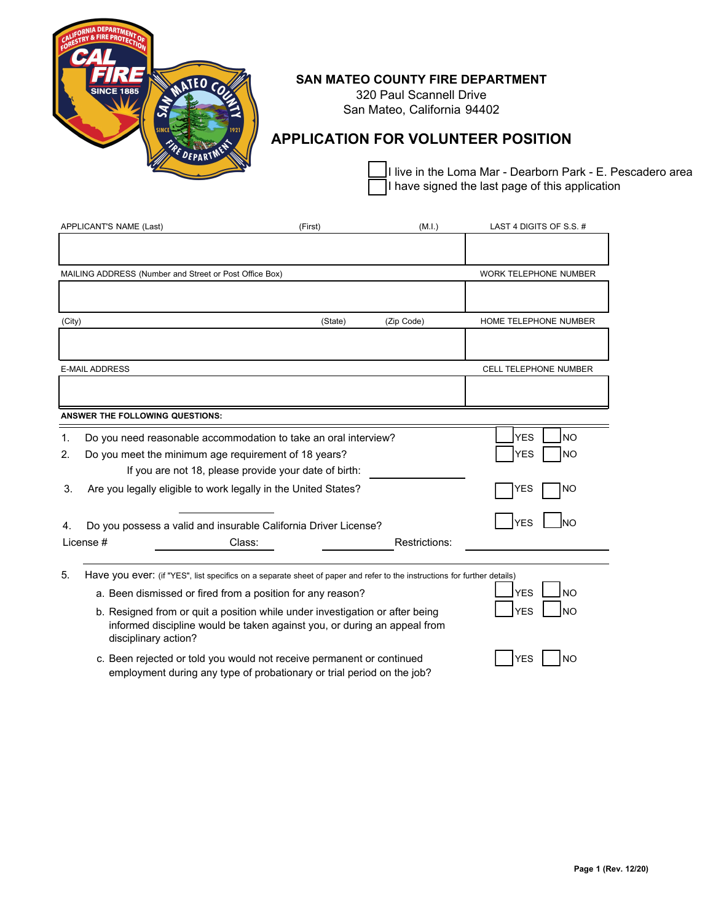**SAN MATEO COUNTY FIRE DEPARTMENT**
320 Paul Scannell Drive
San Mateo, California 94402

# APPLICATION FOR VOLUNTEER POSITION

☐ I live in the Loma Mar - Dearborn Park - E. Pescadero area
☐ I have signed the last page of this application

| APPLICANT'S NAME (Last) (First) (M.I.) | LAST 4 DIGITS OF S.S. # |
| --- | --- |
| | |
| MAILING ADDRESS (Number and Street or Post Office Box) | WORK TELEPHONE NUMBER |
| | |
| (City) (State) (Zip Code) | HOME TELEPHONE NUMBER |
| | |
| E-MAIL ADDRESS | CELL TELEPHONE NUMBER |
| | |

**ANSWER THE FOLLOWING QUESTIONS:**

1. Do you need reasonable accommodation to take an oral interview? ☐ YES ☐ NO
2. Do you meet the minimum age requirement of 18 years? ☐ YES ☐ NO
   If you are not 18, please provide your date of birth: ______________
3. Are you legally eligible to work legally in the United States? ☐ YES ☐ NO
4. Do you possess a valid and insurable California Driver License? ☐ YES ☐ NO
   License # ______________ Class: ______________ Restrictions: ______________
5. Have you ever: (if "YES", list specifics on a separate sheet of paper and refer to the instructions for further details)
   a. Been dismissed or fired from a position for any reason? ☐ YES ☐ NO
   b. Resigned from or quit a position while under investigation or after being informed discipline would be taken against you, or during an appeal from disciplinary action? ☐ YES ☐ NO
   c. Been rejected or told you would not receive permanent or continued employment during any type of probationary or trial period on the job? ☐ YES ☐ NO

Page 1 (Rev. 12/20)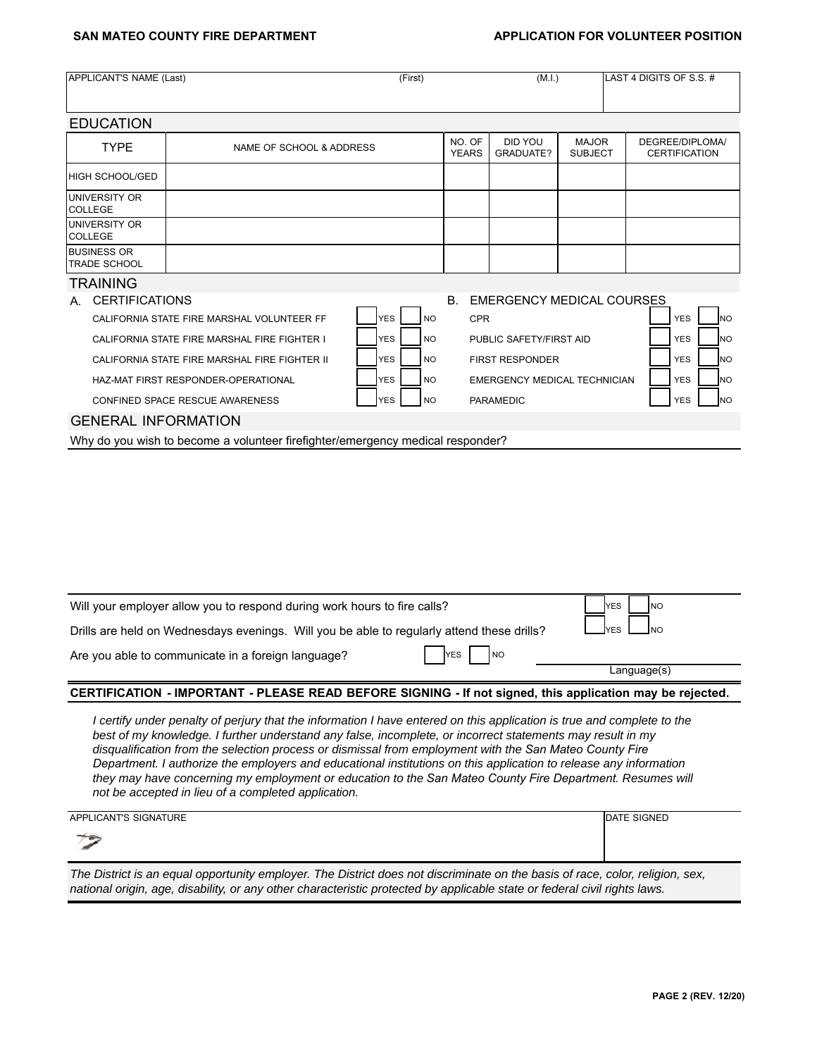**SAN MATEO COUNTY FIRE DEPARTMENT** **APPLICATION FOR VOLUNTEER POSITION**

| APPLICANT'S NAME (Last) | (First) | (M.I.) | LAST 4 DIGITS OF S.S. # |
|---|---|---|---|
| | | | |

## EDUCATION

| TYPE | NAME OF SCHOOL & ADDRESS | NO. OF YEARS | DID YOU GRADUATE? | MAJOR SUBJECT | DEGREE/DIPLOMA/ CERTIFICATION |
|---|---|---|---|---|---|
| HIGH SCHOOL/GED | | | | | |
| UNIVERSITY OR COLLEGE | | | | | |
| UNIVERSITY OR COLLEGE | | | | | |
| BUSINESS OR TRADE SCHOOL | | | | | |

## TRAINING

| A. CERTIFICATIONS | | | B. EMERGENCY MEDICAL COURSES | | |
|---|---|---|---|---|---|
| CALIFORNIA STATE FIRE MARSHAL VOLUNTEER FF | YES | NO | CPR | YES | NO |
| CALIFORNIA STATE FIRE MARSHAL FIRE FIGHTER I | YES | NO | PUBLIC SAFETY/FIRST AID | YES | NO |
| CALIFORNIA STATE FIRE MARSHAL FIRE FIGHTER II | YES | NO | FIRST RESPONDER | YES | NO |
| HAZ-MAT FIRST RESPONDER-OPERATIONAL | YES | NO | EMERGENCY MEDICAL TECHNICIAN | YES | NO |
| CONFINED SPACE RESCUE AWARENESS | YES | NO | PARAMEDIC | YES | NO |

## GENERAL INFORMATION

Why do you wish to become a volunteer firefighter/emergency medical responder?

Will your employer allow you to respond during work hours to fire calls? YES NO

Drills are held on Wednesdays evenings. Will you be able to regularly attend these drills? YES NO

Are you able to communicate in a foreign language? YES NO Language(s)

**CERTIFICATION - IMPORTANT - PLEASE READ BEFORE SIGNING - If not signed, this application may be rejected.**

*I certify under penalty of perjury that the information I have entered on this application is true and complete to the best of my knowledge. I further understand any false, incomplete, or incorrect statements may result in my disqualification from the selection process or dismissal from employment with the San Mateo County Fire Department. I authorize the employers and educational institutions on this application to release any information they may have concerning my employment or education to the San Mateo County Fire Department. Resumes will not be accepted in lieu of a completed application.*

| APPLICANT'S SIGNATURE | DATE SIGNED |
|---|---|
| | |

*The District is an equal opportunity employer. The District does not discriminate on the basis of race, color, religion, sex, national origin, age, disability, or any other characteristic protected by applicable state or federal civil rights laws.*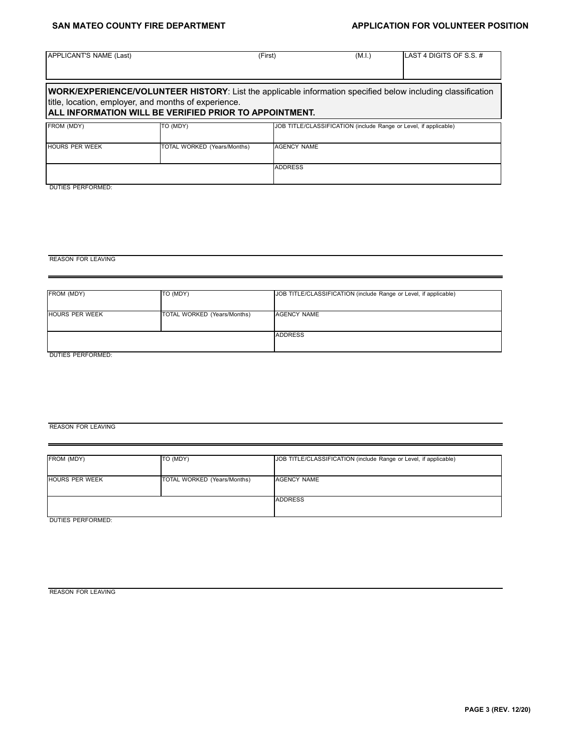| APPLICANT'S NAME (Last) | (First) | (M.I.) | LAST 4 DIGITS OF S.S. # |
|---|---|---|---|
| | | | |

**WORK/EXPERIENCE/VOLUNTEER HISTORY**: List the applicable information specified below including classification title, location, employer, and months of experience.
**ALL INFORMATION WILL BE VERIFIED PRIOR TO APPOINTMENT.**

| FROM (MDY) | TO (MDY) | JOB TITLE/CLASSIFICATION (include Range or Level, if applicable) |
|---|---|---|
| HOURS PER WEEK | TOTAL WORKED (Years/Months) | AGENCY NAME |
| | | ADDRESS |

DUTIES PERFORMED:

REASON FOR LEAVING

| FROM (MDY) | TO (MDY) | JOB TITLE/CLASSIFICATION (include Range or Level, if applicable) |
|---|---|---|
| HOURS PER WEEK | TOTAL WORKED (Years/Months) | AGENCY NAME |
| | | ADDRESS |

DUTIES PERFORMED:

REASON FOR LEAVING

| FROM (MDY) | TO (MDY) | JOB TITLE/CLASSIFICATION (include Range or Level, if applicable) |
|---|---|---|
| HOURS PER WEEK | TOTAL WORKED (Years/Months) | AGENCY NAME |
| | | ADDRESS |

DUTIES PERFORMED:

REASON FOR LEAVING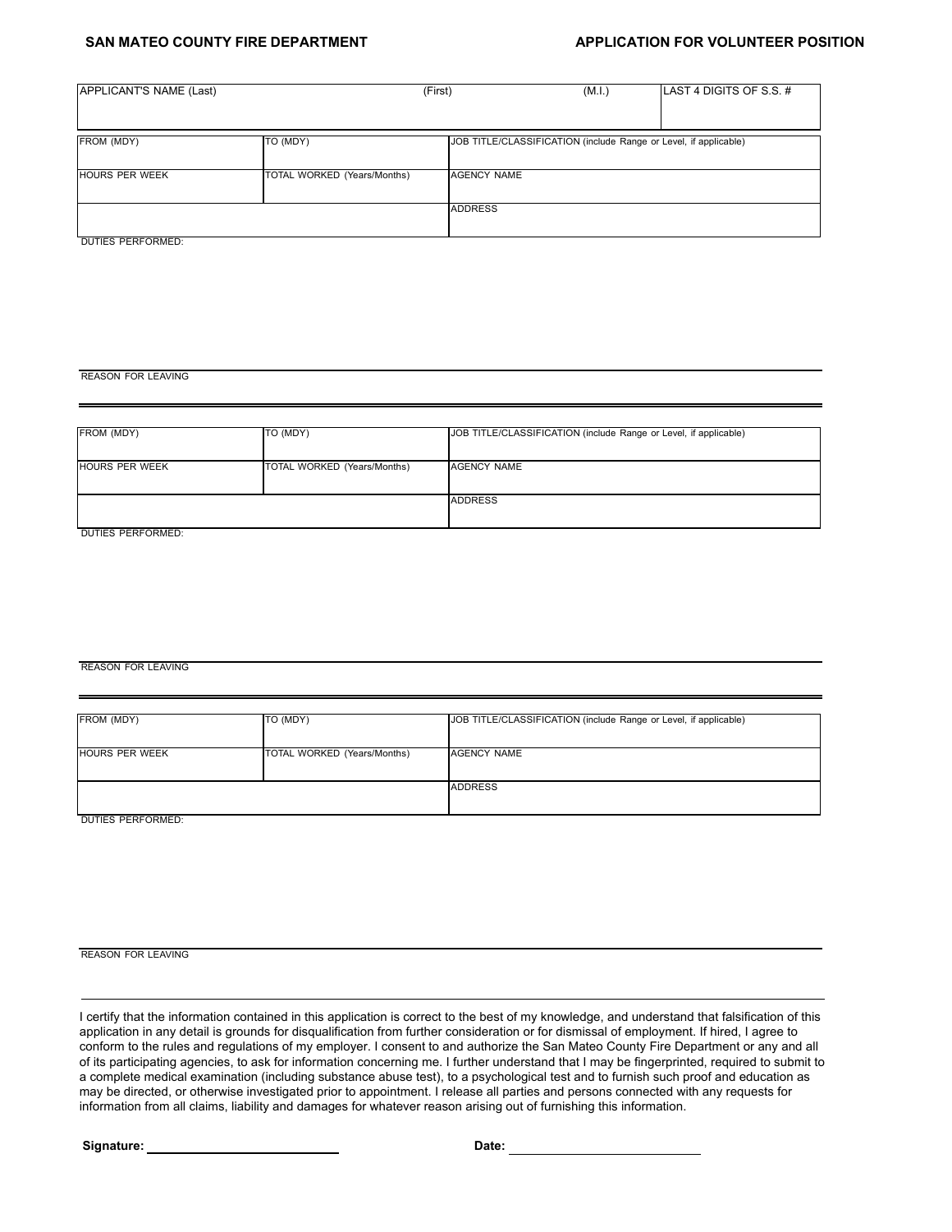**SAN MATEO COUNTY FIRE DEPARTMENT** **APPLICATION FOR VOLUNTEER POSITION**

| APPLICANT'S NAME (Last) | (First) | (M.I.) | LAST 4 DIGITS OF S.S. # |
|---|---|---|---|
| | | | |

| FROM (MDY) | TO (MDY) | JOB TITLE/CLASSIFICATION (include Range or Level, if applicable) |
|---|---|---|
| HOURS PER WEEK | TOTAL WORKED (Years/Months) | AGENCY NAME |
| | | ADDRESS |

DUTIES PERFORMED:

REASON FOR LEAVING

---

| FROM (MDY) | TO (MDY) | JOB TITLE/CLASSIFICATION (include Range or Level, if applicable) |
|---|---|---|
| HOURS PER WEEK | TOTAL WORKED (Years/Months) | AGENCY NAME |
| | | ADDRESS |

DUTIES PERFORMED:

REASON FOR LEAVING

---

| FROM (MDY) | TO (MDY) | JOB TITLE/CLASSIFICATION (include Range or Level, if applicable) |
|---|---|---|
| HOURS PER WEEK | TOTAL WORKED (Years/Months) | AGENCY NAME |
| | | ADDRESS |

DUTIES PERFORMED:

REASON FOR LEAVING

---

I certify that the information contained in this application is correct to the best of my knowledge, and understand that falsification of this application in any detail is grounds for disqualification from further consideration or for dismissal of employment. If hired, I agree to conform to the rules and regulations of my employer. I consent to and authorize the San Mateo County Fire Department or any and all of its participating agencies, to ask for information concerning me. I further understand that I may be fingerprinted, required to submit to a complete medical examination (including substance abuse test), to a psychological test and to furnish such proof and education as may be directed, or otherwise investigated prior to appointment. I release all parties and persons connected with any requests for information from all claims, liability and damages for whatever reason arising out of furnishing this information.

**Signature:** ____________________________ **Date:** ____________________________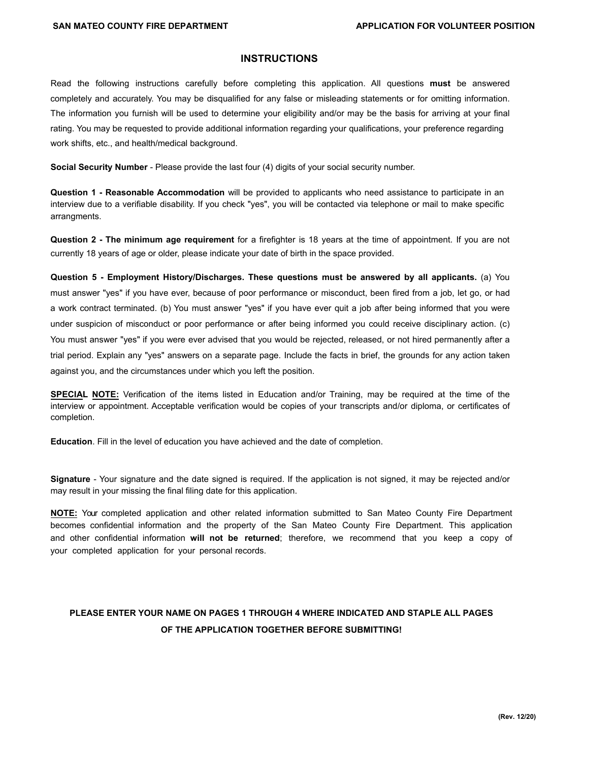# INSTRUCTIONS

Read the following instructions carefully before completing this application. All questions **must** be answered completely and accurately. You may be disqualified for any false or misleading statements or for omitting information. The information you furnish will be used to determine your eligibility and/or may be the basis for arriving at your final rating. You may be requested to provide additional information regarding your qualifications, your preference regarding work shifts, etc., and health/medical background.

**Social Security Number** - Please provide the last four (4) digits of your social security number.

**Question 1 - Reasonable Accommodation** will be provided to applicants who need assistance to participate in an interview due to a verifiable disability. If you check "yes", you will be contacted via telephone or mail to make specific arrangments.

**Question 2 - The minimum age requirement** for a firefighter is 18 years at the time of appointment. If you are not currently 18 years of age or older, please indicate your date of birth in the space provided.

**Question 5 - Employment History/Discharges. These questions must be answered by all applicants.** (a) You must answer "yes" if you have ever, because of poor performance or misconduct, been fired from a job, let go, or had a work contract terminated. (b) You must answer "yes" if you have ever quit a job after being informed that you were under suspicion of misconduct or poor performance or after being informed you could receive disciplinary action. (c) You must answer "yes" if you were ever advised that you would be rejected, released, or not hired permanently after a trial period. Explain any "yes" answers on a separate page. Include the facts in brief, the grounds for any action taken against you, and the circumstances under which you left the position.

**SPECIAL NOTE:** Verification of the items listed in Education and/or Training, may be required at the time of the interview or appointment. Acceptable verification would be copies of your transcripts and/or diploma, or certificates of completion.

**Education**. Fill in the level of education you have achieved and the date of completion.

**Signature** - Your signature and the date signed is required. If the application is not signed, it may be rejected and/or may result in your missing the final filing date for this application.

**NOTE:** Your completed application and other related information submitted to San Mateo County Fire Department becomes confidential information and the property of the San Mateo County Fire Department. This application and other confidential information **will not be returned**; therefore, we recommend that you keep a copy of your completed application for your personal records.

**PLEASE ENTER YOUR NAME ON PAGES 1 THROUGH 4 WHERE INDICATED AND STAPLE ALL PAGES OF THE APPLICATION TOGETHER BEFORE SUBMITTING!**

(Rev. 12/20)